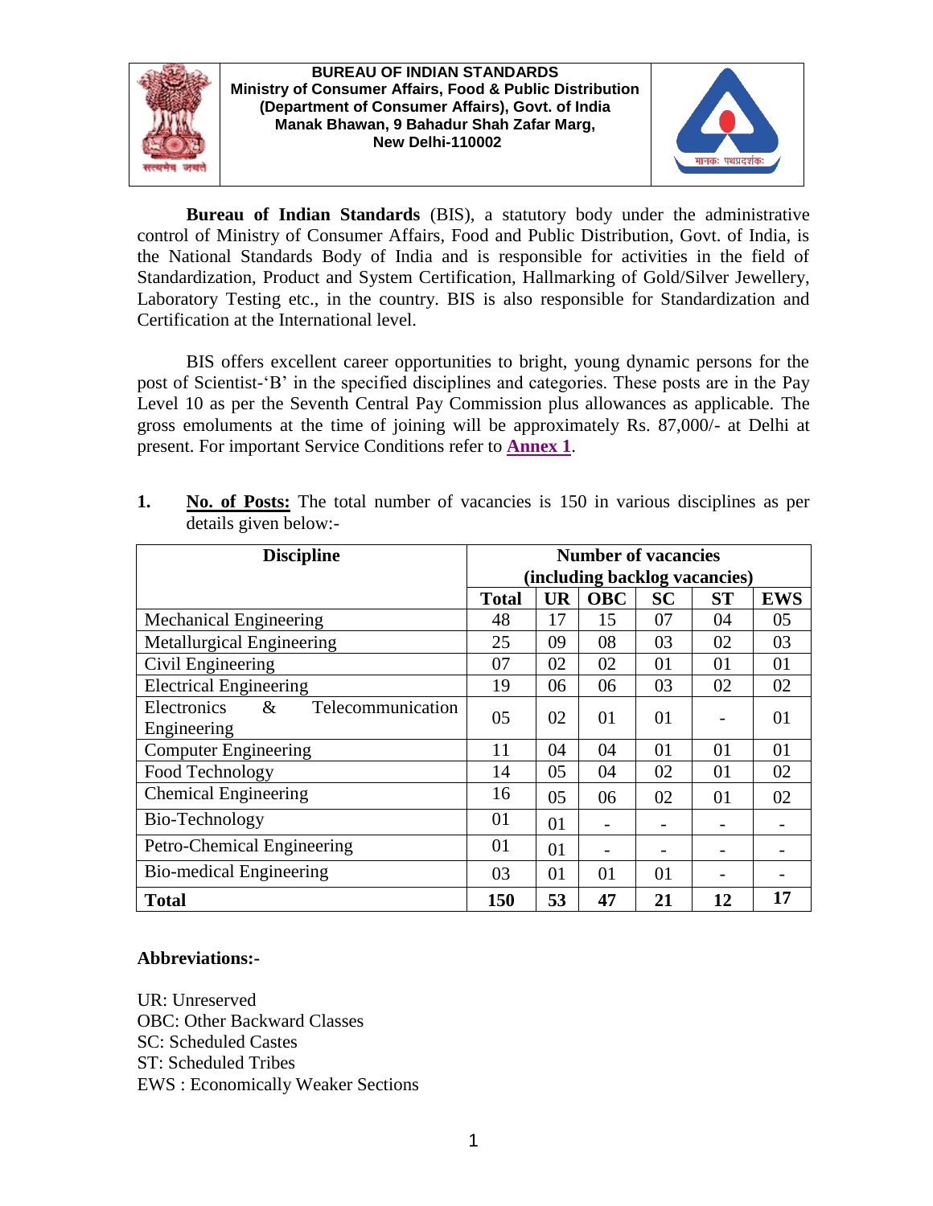**BUREAU OF INDIAN STANDARDS**
**Ministry of Consumer Affairs, Food & Public Distribution**
**(Department of Consumer Affairs), Govt. of India**
**Manak Bhawan, 9 Bahadur Shah Zafar Marg,**
**New Delhi-110002**

**Bureau of Indian Standards** (BIS), a statutory body under the administrative control of Ministry of Consumer Affairs, Food and Public Distribution, Govt. of India, is the National Standards Body of India and is responsible for activities in the field of Standardization, Product and System Certification, Hallmarking of Gold/Silver Jewellery, Laboratory Testing etc., in the country. BIS is also responsible for Standardization and Certification at the International level.

BIS offers excellent career opportunities to bright, young dynamic persons for the post of Scientist-'B' in the specified disciplines and categories. These posts are in the Pay Level 10 as per the Seventh Central Pay Commission plus allowances as applicable. The gross emoluments at the time of joining will be approximately Rs. 87,000/- at Delhi at present. For important Service Conditions refer to **Annex 1**.

**1.** **No. of Posts:** The total number of vacancies is 150 in various disciplines as per details given below:-

| Discipline | Number of vacancies (including backlog vacancies) | | | | | |
|---|---|---|---|---|---|---|
| | **Total** | **UR** | **OBC** | **SC** | **ST** | **EWS** |
| Mechanical Engineering | 48 | 17 | 15 | 07 | 04 | 05 |
| Metallurgical Engineering | 25 | 09 | 08 | 03 | 02 | 03 |
| Civil Engineering | 07 | 02 | 02 | 01 | 01 | 01 |
| Electrical Engineering | 19 | 06 | 06 | 03 | 02 | 02 |
| Electronics & Telecommunication Engineering | 05 | 02 | 01 | 01 | - | 01 |
| Computer Engineering | 11 | 04 | 04 | 01 | 01 | 01 |
| Food Technology | 14 | 05 | 04 | 02 | 01 | 02 |
| Chemical Engineering | 16 | 05 | 06 | 02 | 01 | 02 |
| Bio-Technology | 01 | 01 | - | - | - | - |
| Petro-Chemical Engineering | 01 | 01 | - | - | - | - |
| Bio-medical Engineering | 03 | 01 | 01 | 01 | - | - |
| **Total** | **150** | **53** | **47** | **21** | **12** | **17** |

**Abbreviations:-**

UR: Unreserved
OBC: Other Backward Classes
SC: Scheduled Castes
ST: Scheduled Tribes
EWS : Economically Weaker Sections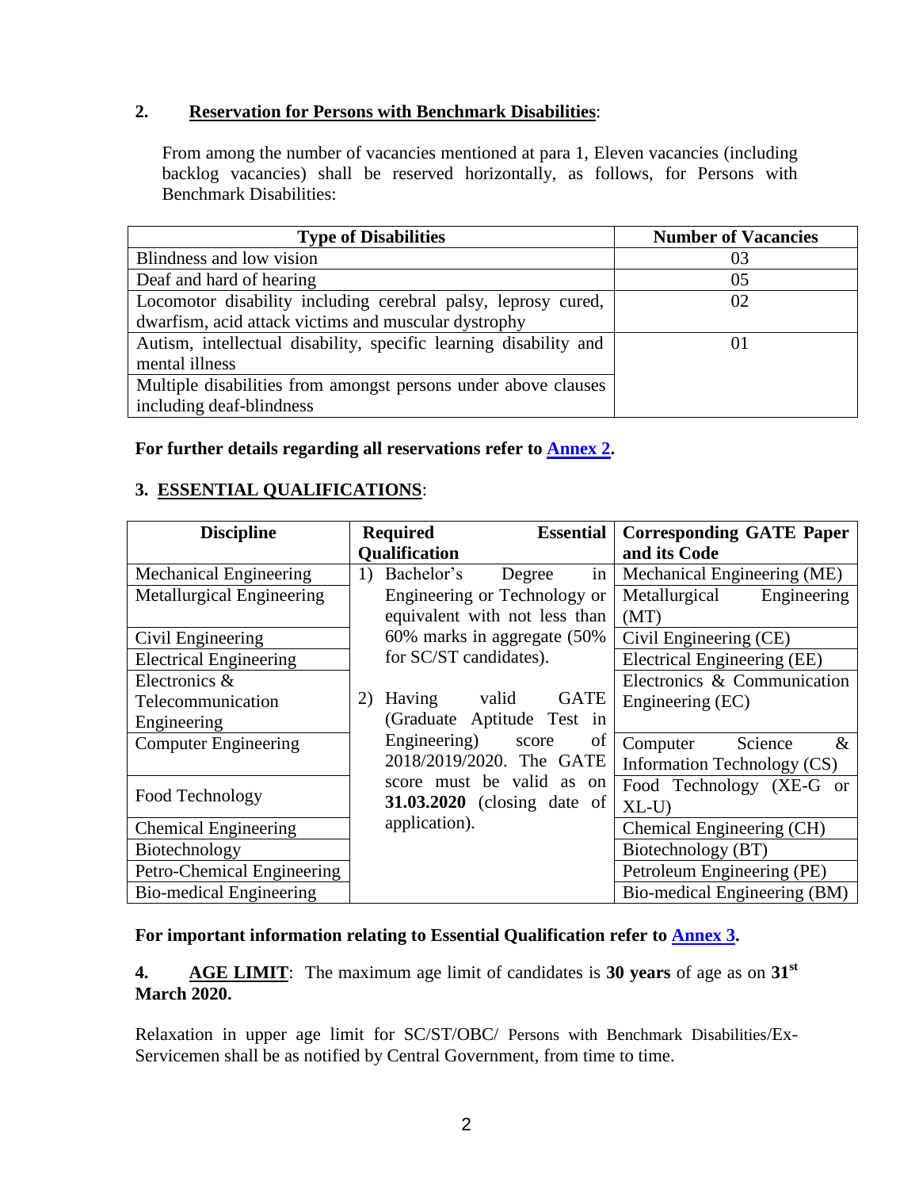## 2. Reservation for Persons with Benchmark Disabilities:

From among the number of vacancies mentioned at para 1, Eleven vacancies (including backlog vacancies) shall be reserved horizontally, as follows, for Persons with Benchmark Disabilities:

| Type of Disabilities | Number of Vacancies |
|---|---|
| Blindness and low vision | 03 |
| Deaf and hard of hearing | 05 |
| Locomotor disability including cerebral palsy, leprosy cured, dwarfism, acid attack victims and muscular dystrophy | 02 |
| Autism, intellectual disability, specific learning disability and mental illness | 01 |
| Multiple disabilities from amongst persons under above clauses including deaf-blindness | |

**For further details regarding all reservations refer to Annex 2.**

## 3. ESSENTIAL QUALIFICATIONS:

| Discipline | Required Essential Qualification | Corresponding GATE Paper and its Code |
|---|---|---|
| Mechanical Engineering | 1) Bachelor's Degree in Engineering or Technology or equivalent with not less than 60% marks in aggregate (50% for SC/ST candidates).<br><br>2) Having valid GATE (Graduate Aptitude Test in Engineering) score of 2018/2019/2020. The GATE score must be valid as on **31.03.2020** (closing date of application). | Mechanical Engineering (ME) |
| Metallurgical Engineering | | Metallurgical Engineering (MT) |
| Civil Engineering | | Civil Engineering (CE) |
| Electrical Engineering | | Electrical Engineering (EE) |
| Electronics & Telecommunication Engineering | | Electronics & Communication Engineering (EC) |
| Computer Engineering | | Computer Science & Information Technology (CS) |
| Food Technology | | Food Technology (XE-G or XL-U) |
| Chemical Engineering | | Chemical Engineering (CH) |
| Biotechnology | | Biotechnology (BT) |
| Petro-Chemical Engineering | | Petroleum Engineering (PE) |
| Bio-medical Engineering | | Bio-medical Engineering (BM) |

**For important information relating to Essential Qualification refer to Annex 3.**

## 4. AGE LIMIT:

The maximum age limit of candidates is **30 years** of age as on **31st March 2020.**

Relaxation in upper age limit for SC/ST/OBC/ Persons with Benchmark Disabilities/Ex-Servicemen shall be as notified by Central Government, from time to time.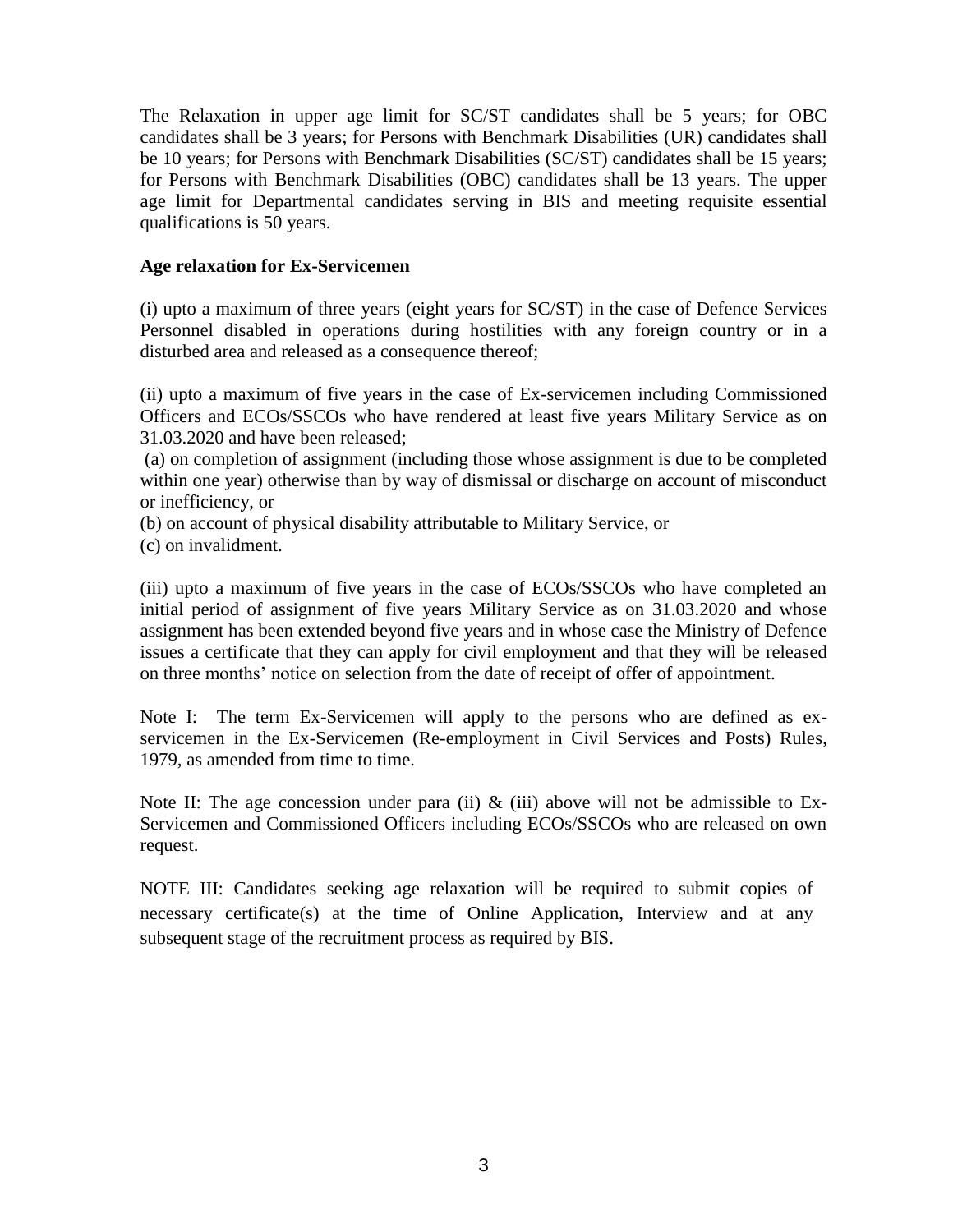The Relaxation in upper age limit for SC/ST candidates shall be 5 years; for OBC candidates shall be 3 years; for Persons with Benchmark Disabilities (UR) candidates shall be 10 years; for Persons with Benchmark Disabilities (SC/ST) candidates shall be 15 years; for Persons with Benchmark Disabilities (OBC) candidates shall be 13 years. The upper age limit for Departmental candidates serving in BIS and meeting requisite essential qualifications is 50 years.

**Age relaxation for Ex-Servicemen**

(i) upto a maximum of three years (eight years for SC/ST) in the case of Defence Services Personnel disabled in operations during hostilities with any foreign country or in a disturbed area and released as a consequence thereof;

(ii) upto a maximum of five years in the case of Ex-servicemen including Commissioned Officers and ECOs/SSCOs who have rendered at least five years Military Service as on 31.03.2020 and have been released;

(a) on completion of assignment (including those whose assignment is due to be completed within one year) otherwise than by way of dismissal or discharge on account of misconduct or inefficiency, or

(b) on account of physical disability attributable to Military Service, or

(c) on invalidment.

(iii) upto a maximum of five years in the case of ECOs/SSCOs who have completed an initial period of assignment of five years Military Service as on 31.03.2020 and whose assignment has been extended beyond five years and in whose case the Ministry of Defence issues a certificate that they can apply for civil employment and that they will be released on three months' notice on selection from the date of receipt of offer of appointment.

Note I: The term Ex-Servicemen will apply to the persons who are defined as ex-servicemen in the Ex-Servicemen (Re-employment in Civil Services and Posts) Rules, 1979, as amended from time to time.

Note II: The age concession under para (ii) & (iii) above will not be admissible to Ex-Servicemen and Commissioned Officers including ECOs/SSCOs who are released on own request.

NOTE III: Candidates seeking age relaxation will be required to submit copies of necessary certificate(s) at the time of Online Application, Interview and at any subsequent stage of the recruitment process as required by BIS.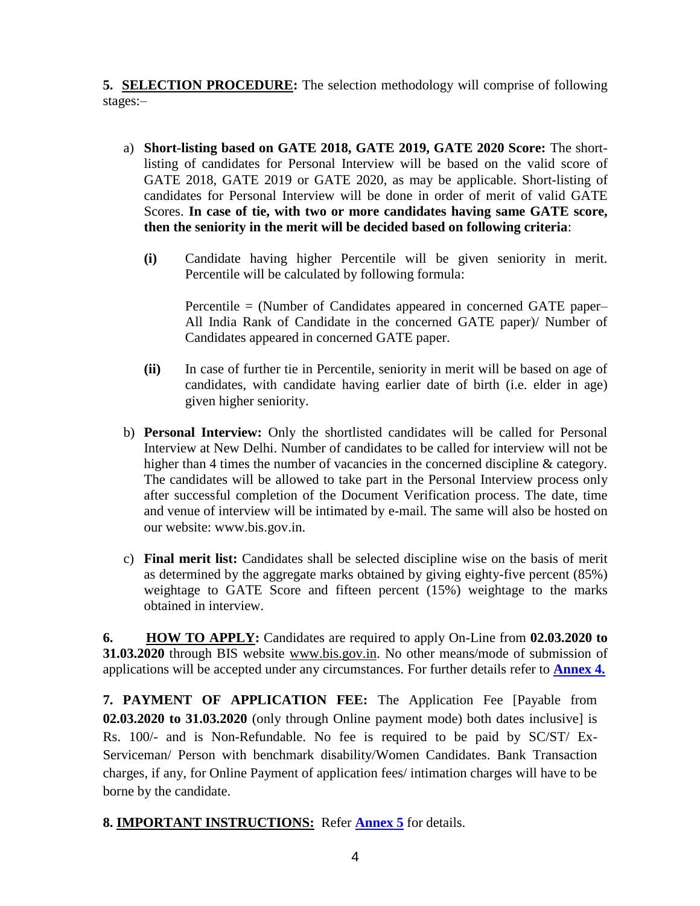**5. SELECTION PROCEDURE:** The selection methodology will comprise of following stages:–

a) **Short-listing based on GATE 2018, GATE 2019, GATE 2020 Score:** The short-listing of candidates for Personal Interview will be based on the valid score of GATE 2018, GATE 2019 or GATE 2020, as may be applicable. Short-listing of candidates for Personal Interview will be done in order of merit of valid GATE Scores. **In case of tie, with two or more candidates having same GATE score, then the seniority in the merit will be decided based on following criteria**:

   **(i)** Candidate having higher Percentile will be given seniority in merit. Percentile will be calculated by following formula:

   Percentile = (Number of Candidates appeared in concerned GATE paper– All India Rank of Candidate in the concerned GATE paper)/ Number of Candidates appeared in concerned GATE paper.

   **(ii)** In case of further tie in Percentile, seniority in merit will be based on age of candidates, with candidate having earlier date of birth (i.e. elder in age) given higher seniority.

b) **Personal Interview:** Only the shortlisted candidates will be called for Personal Interview at New Delhi. Number of candidates to be called for interview will not be higher than 4 times the number of vacancies in the concerned discipline & category. The candidates will be allowed to take part in the Personal Interview process only after successful completion of the Document Verification process. The date, time and venue of interview will be intimated by e-mail. The same will also be hosted on our website: www.bis.gov.in.

c) **Final merit list:** Candidates shall be selected discipline wise on the basis of merit as determined by the aggregate marks obtained by giving eighty-five percent (85%) weightage to GATE Score and fifteen percent (15%) weightage to the marks obtained in interview.

**6. HOW TO APPLY:** Candidates are required to apply On-Line from **02.03.2020 to 31.03.2020** through BIS website www.bis.gov.in. No other means/mode of submission of applications will be accepted under any circumstances. For further details refer to **Annex 4.**

**7. PAYMENT OF APPLICATION FEE:** The Application Fee [Payable from **02.03.2020 to 31.03.2020** (only through Online payment mode) both dates inclusive] is Rs. 100/- and is Non-Refundable. No fee is required to be paid by SC/ST/ Ex-Serviceman/ Person with benchmark disability/Women Candidates. Bank Transaction charges, if any, for Online Payment of application fees/ intimation charges will have to be borne by the candidate.

**8. IMPORTANT INSTRUCTIONS:** Refer **Annex 5** for details.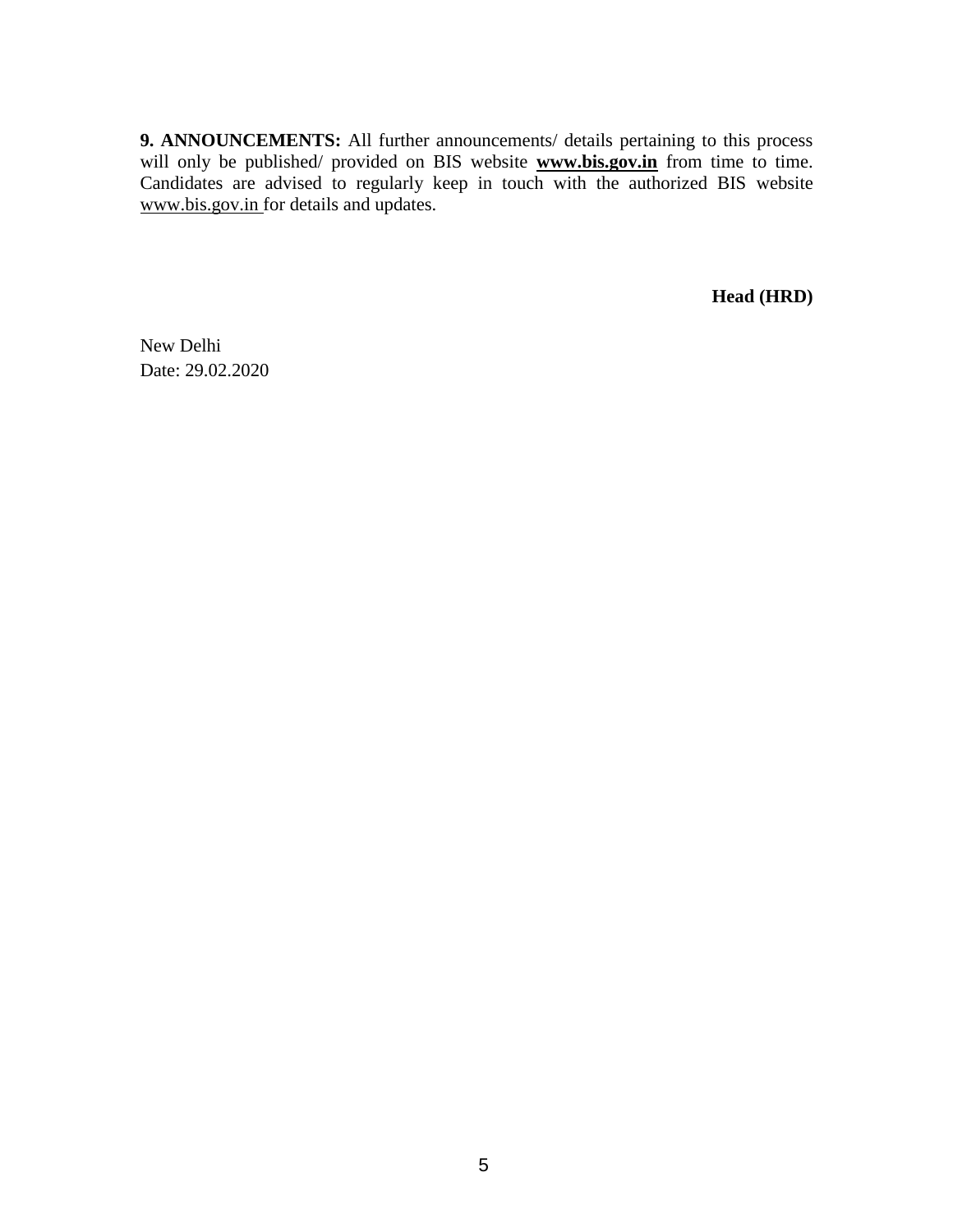**9. ANNOUNCEMENTS:** All further announcements/ details pertaining to this process will only be published/ provided on BIS website **www.bis.gov.in** from time to time. Candidates are advised to regularly keep in touch with the authorized BIS website www.bis.gov.in for details and updates.

**Head (HRD)**

New Delhi
Date: 29.02.2020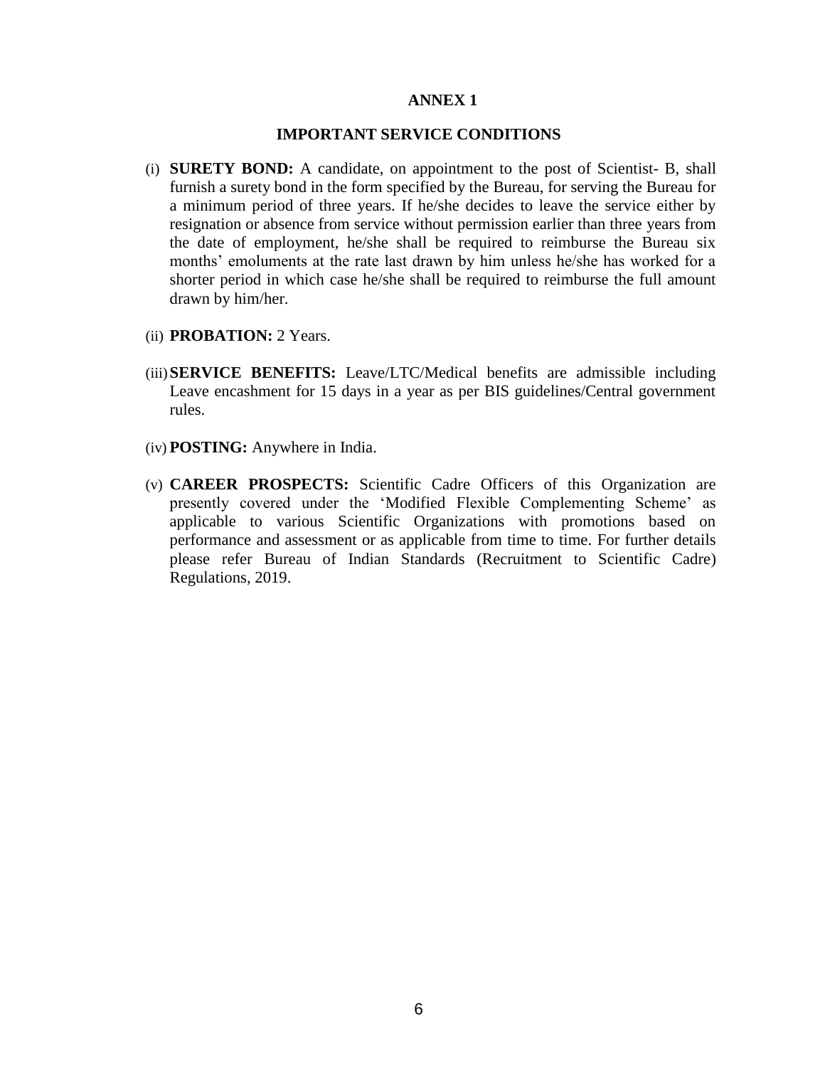## ANNEX 1

### IMPORTANT SERVICE CONDITIONS

(i) **SURETY BOND:** A candidate, on appointment to the post of Scientist- B, shall furnish a surety bond in the form specified by the Bureau, for serving the Bureau for a minimum period of three years. If he/she decides to leave the service either by resignation or absence from service without permission earlier than three years from the date of employment, he/she shall be required to reimburse the Bureau six months' emoluments at the rate last drawn by him unless he/she has worked for a shorter period in which case he/she shall be required to reimburse the full amount drawn by him/her.

(ii) **PROBATION:** 2 Years.

(iii) **SERVICE BENEFITS:** Leave/LTC/Medical benefits are admissible including Leave encashment for 15 days in a year as per BIS guidelines/Central government rules.

(iv) **POSTING:** Anywhere in India.

(v) **CAREER PROSPECTS:** Scientific Cadre Officers of this Organization are presently covered under the 'Modified Flexible Complementing Scheme' as applicable to various Scientific Organizations with promotions based on performance and assessment or as applicable from time to time. For further details please refer Bureau of Indian Standards (Recruitment to Scientific Cadre) Regulations, 2019.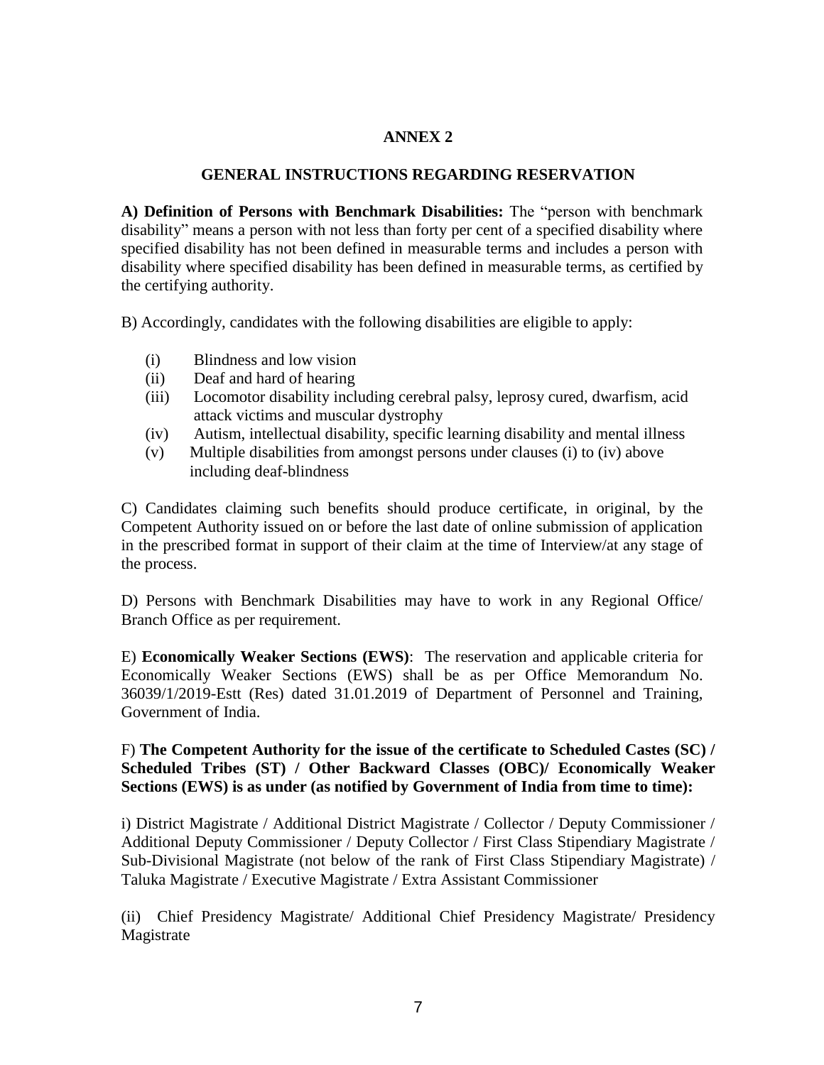## ANNEX 2

### GENERAL INSTRUCTIONS REGARDING RESERVATION

**A) Definition of Persons with Benchmark Disabilities:** The "person with benchmark disability" means a person with not less than forty per cent of a specified disability where specified disability has not been defined in measurable terms and includes a person with disability where specified disability has been defined in measurable terms, as certified by the certifying authority.

B) Accordingly, candidates with the following disabilities are eligible to apply:

- (i) Blindness and low vision
- (ii) Deaf and hard of hearing
- (iii) Locomotor disability including cerebral palsy, leprosy cured, dwarfism, acid attack victims and muscular dystrophy
- (iv) Autism, intellectual disability, specific learning disability and mental illness
- (v) Multiple disabilities from amongst persons under clauses (i) to (iv) above including deaf-blindness

C) Candidates claiming such benefits should produce certificate, in original, by the Competent Authority issued on or before the last date of online submission of application in the prescribed format in support of their claim at the time of Interview/at any stage of the process.

D) Persons with Benchmark Disabilities may have to work in any Regional Office/ Branch Office as per requirement.

E) **Economically Weaker Sections (EWS)**: The reservation and applicable criteria for Economically Weaker Sections (EWS) shall be as per Office Memorandum No. 36039/1/2019-Estt (Res) dated 31.01.2019 of Department of Personnel and Training, Government of India.

F) **The Competent Authority for the issue of the certificate to Scheduled Castes (SC) / Scheduled Tribes (ST) / Other Backward Classes (OBC)/ Economically Weaker Sections (EWS) is as under (as notified by Government of India from time to time):**

i) District Magistrate / Additional District Magistrate / Collector / Deputy Commissioner / Additional Deputy Commissioner / Deputy Collector / First Class Stipendiary Magistrate / Sub-Divisional Magistrate (not below of the rank of First Class Stipendiary Magistrate) / Taluka Magistrate / Executive Magistrate / Extra Assistant Commissioner

(ii) Chief Presidency Magistrate/ Additional Chief Presidency Magistrate/ Presidency Magistrate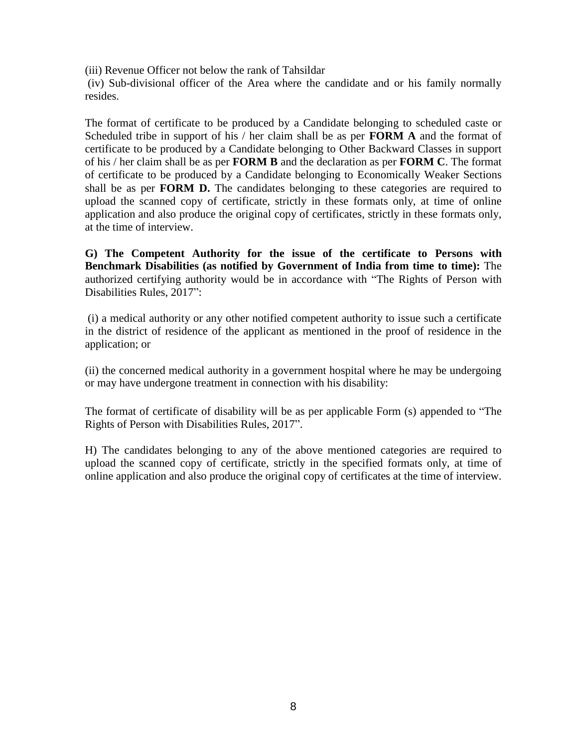(iii) Revenue Officer not below the rank of Tahsildar

(iv) Sub-divisional officer of the Area where the candidate and or his family normally resides.

The format of certificate to be produced by a Candidate belonging to scheduled caste or Scheduled tribe in support of his / her claim shall be as per **FORM A** and the format of certificate to be produced by a Candidate belonging to Other Backward Classes in support of his / her claim shall be as per **FORM B** and the declaration as per **FORM C**. The format of certificate to be produced by a Candidate belonging to Economically Weaker Sections shall be as per **FORM D.** The candidates belonging to these categories are required to upload the scanned copy of certificate, strictly in these formats only, at time of online application and also produce the original copy of certificates, strictly in these formats only, at the time of interview.

**G) The Competent Authority for the issue of the certificate to Persons with Benchmark Disabilities (as notified by Government of India from time to time):** The authorized certifying authority would be in accordance with "The Rights of Person with Disabilities Rules, 2017":

(i) a medical authority or any other notified competent authority to issue such a certificate in the district of residence of the applicant as mentioned in the proof of residence in the application; or

(ii) the concerned medical authority in a government hospital where he may be undergoing or may have undergone treatment in connection with his disability:

The format of certificate of disability will be as per applicable Form (s) appended to "The Rights of Person with Disabilities Rules, 2017".

H) The candidates belonging to any of the above mentioned categories are required to upload the scanned copy of certificate, strictly in the specified formats only, at time of online application and also produce the original copy of certificates at the time of interview.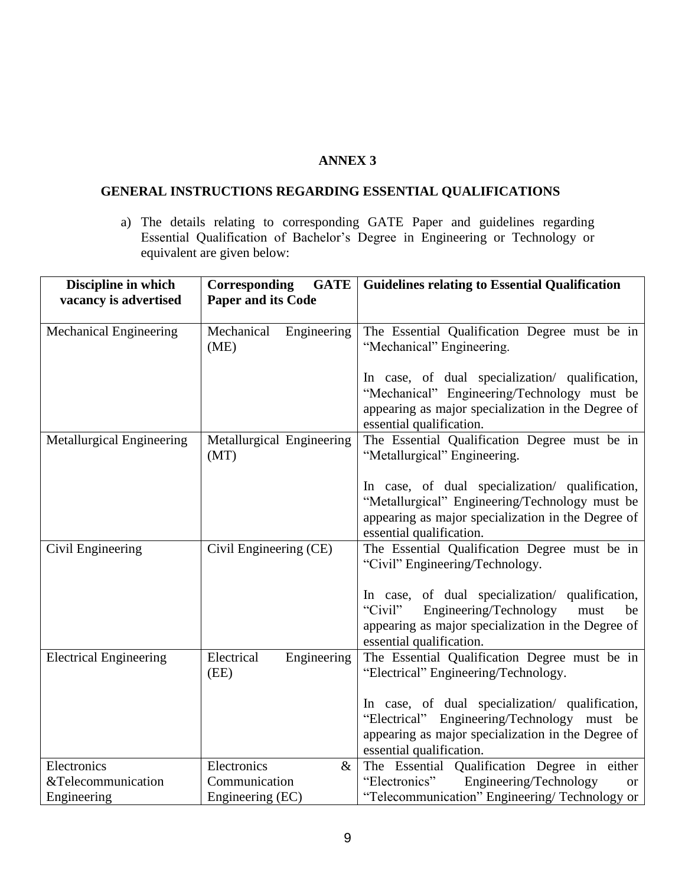**ANNEX 3**

**GENERAL INSTRUCTIONS REGARDING ESSENTIAL QUALIFICATIONS**

a) The details relating to corresponding GATE Paper and guidelines regarding Essential Qualification of Bachelor's Degree in Engineering or Technology or equivalent are given below:

| **Discipline in which vacancy is advertised** | **Corresponding GATE Paper and its Code** | **Guidelines relating to Essential Qualification** |
|---|---|---|
| Mechanical Engineering | Mechanical Engineering (ME) | The Essential Qualification Degree must be in "Mechanical" Engineering.<br><br>In case, of dual specialization/ qualification, "Mechanical" Engineering/Technology must be appearing as major specialization in the Degree of essential qualification. |
| Metallurgical Engineering | Metallurgical Engineering (MT) | The Essential Qualification Degree must be in "Metallurgical" Engineering.<br><br>In case, of dual specialization/ qualification, "Metallurgical" Engineering/Technology must be appearing as major specialization in the Degree of essential qualification. |
| Civil Engineering | Civil Engineering (CE) | The Essential Qualification Degree must be in "Civil" Engineering/Technology.<br><br>In case, of dual specialization/ qualification, "Civil" Engineering/Technology must be appearing as major specialization in the Degree of essential qualification. |
| Electrical Engineering | Electrical Engineering (EE) | The Essential Qualification Degree must be in "Electrical" Engineering/Technology.<br><br>In case, of dual specialization/ qualification, "Electrical" Engineering/Technology must be appearing as major specialization in the Degree of essential qualification. |
| Electronics &Telecommunication Engineering | Electronics & Communication Engineering (EC) | The Essential Qualification Degree in either "Electronics" Engineering/Technology or "Telecommunication" Engineering/ Technology or |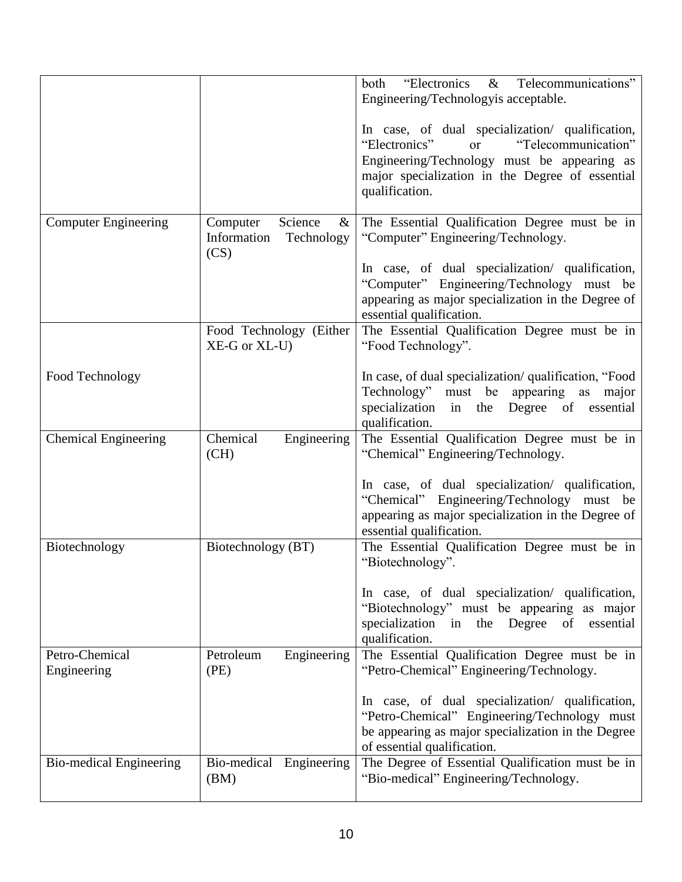| | | |
|---|---|---|
| | | both "Electronics & Telecommunications" Engineering/Technologyis acceptable.<br><br>In case, of dual specialization/ qualification, "Electronics" or "Telecommunication" Engineering/Technology must be appearing as major specialization in the Degree of essential qualification. |
| Computer Engineering | Computer Science & Information Technology (CS) | The Essential Qualification Degree must be in "Computer" Engineering/Technology.<br><br>In case, of dual specialization/ qualification, "Computer" Engineering/Technology must be appearing as major specialization in the Degree of essential qualification. |
| Food Technology | Food Technology (Either XE-G or XL-U) | The Essential Qualification Degree must be in "Food Technology".<br><br>In case, of dual specialization/ qualification, "Food Technology" must be appearing as major specialization in the Degree of essential qualification. |
| Chemical Engineering | Chemical Engineering (CH) | The Essential Qualification Degree must be in "Chemical" Engineering/Technology.<br><br>In case, of dual specialization/ qualification, "Chemical" Engineering/Technology must be appearing as major specialization in the Degree of essential qualification. |
| Biotechnology | Biotechnology (BT) | The Essential Qualification Degree must be in "Biotechnology".<br><br>In case, of dual specialization/ qualification, "Biotechnology" must be appearing as major specialization in the Degree of essential qualification. |
| Petro-Chemical Engineering | Petroleum Engineering (PE) | The Essential Qualification Degree must be in "Petro-Chemical" Engineering/Technology.<br><br>In case, of dual specialization/ qualification, "Petro-Chemical" Engineering/Technology must be appearing as major specialization in the Degree of essential qualification. |
| Bio-medical Engineering | Bio-medical Engineering (BM) | The Degree of Essential Qualification must be in "Bio-medical" Engineering/Technology. |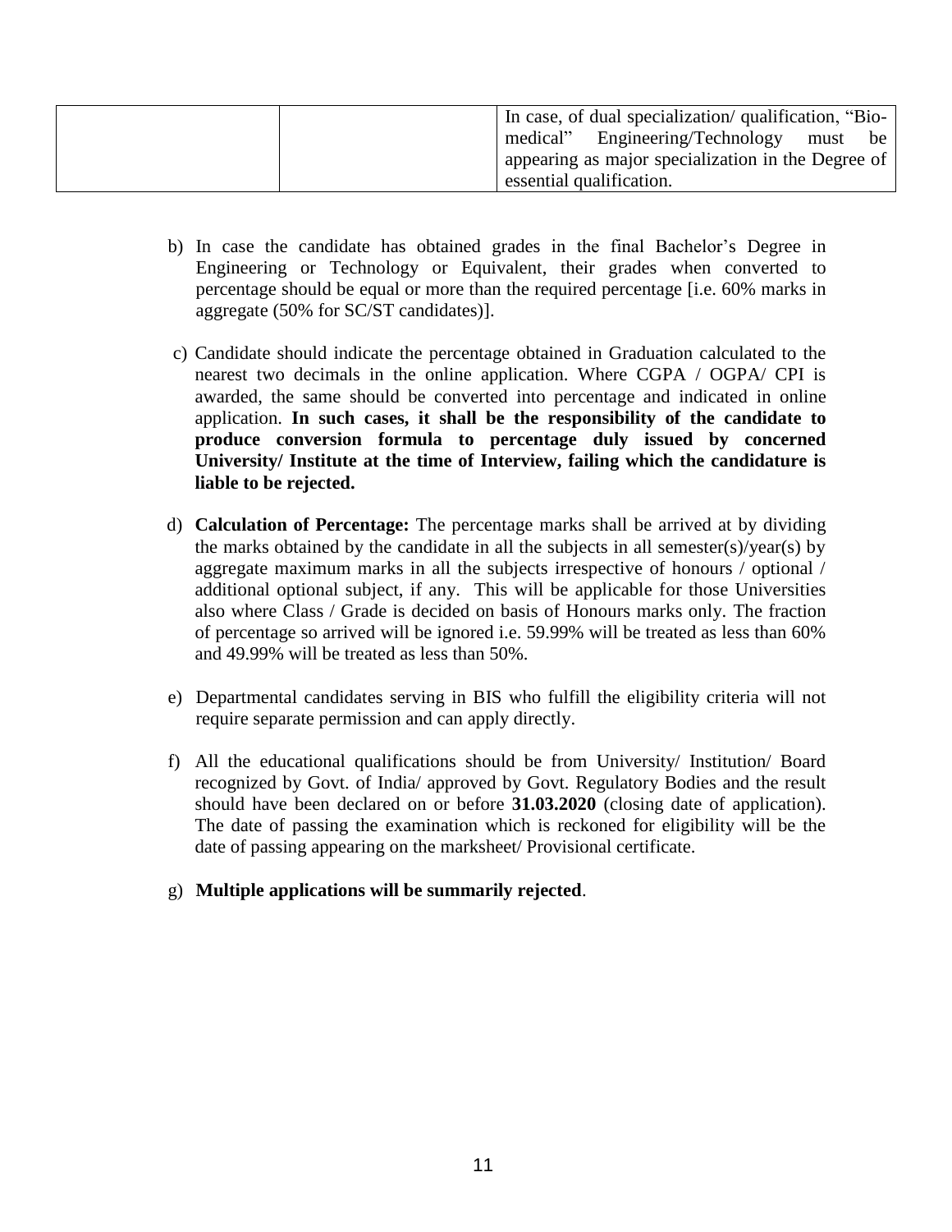| | | In case, of dual specialization/ qualification, "Bio-medical" Engineering/Technology must be appearing as major specialization in the Degree of essential qualification. |
|---|---|---|

b) In case the candidate has obtained grades in the final Bachelor's Degree in Engineering or Technology or Equivalent, their grades when converted to percentage should be equal or more than the required percentage [i.e. 60% marks in aggregate (50% for SC/ST candidates)].

c) Candidate should indicate the percentage obtained in Graduation calculated to the nearest two decimals in the online application. Where CGPA / OGPA/ CPI is awarded, the same should be converted into percentage and indicated in online application. **In such cases, it shall be the responsibility of the candidate to produce conversion formula to percentage duly issued by concerned University/ Institute at the time of Interview, failing which the candidature is liable to be rejected.**

d) **Calculation of Percentage:** The percentage marks shall be arrived at by dividing the marks obtained by the candidate in all the subjects in all semester(s)/year(s) by aggregate maximum marks in all the subjects irrespective of honours / optional / additional optional subject, if any. This will be applicable for those Universities also where Class / Grade is decided on basis of Honours marks only. The fraction of percentage so arrived will be ignored i.e. 59.99% will be treated as less than 60% and 49.99% will be treated as less than 50%.

e) Departmental candidates serving in BIS who fulfill the eligibility criteria will not require separate permission and can apply directly.

f) All the educational qualifications should be from University/ Institution/ Board recognized by Govt. of India/ approved by Govt. Regulatory Bodies and the result should have been declared on or before **31.03.2020** (closing date of application). The date of passing the examination which is reckoned for eligibility will be the date of passing appearing on the marksheet/ Provisional certificate.

g) **Multiple applications will be summarily rejected**.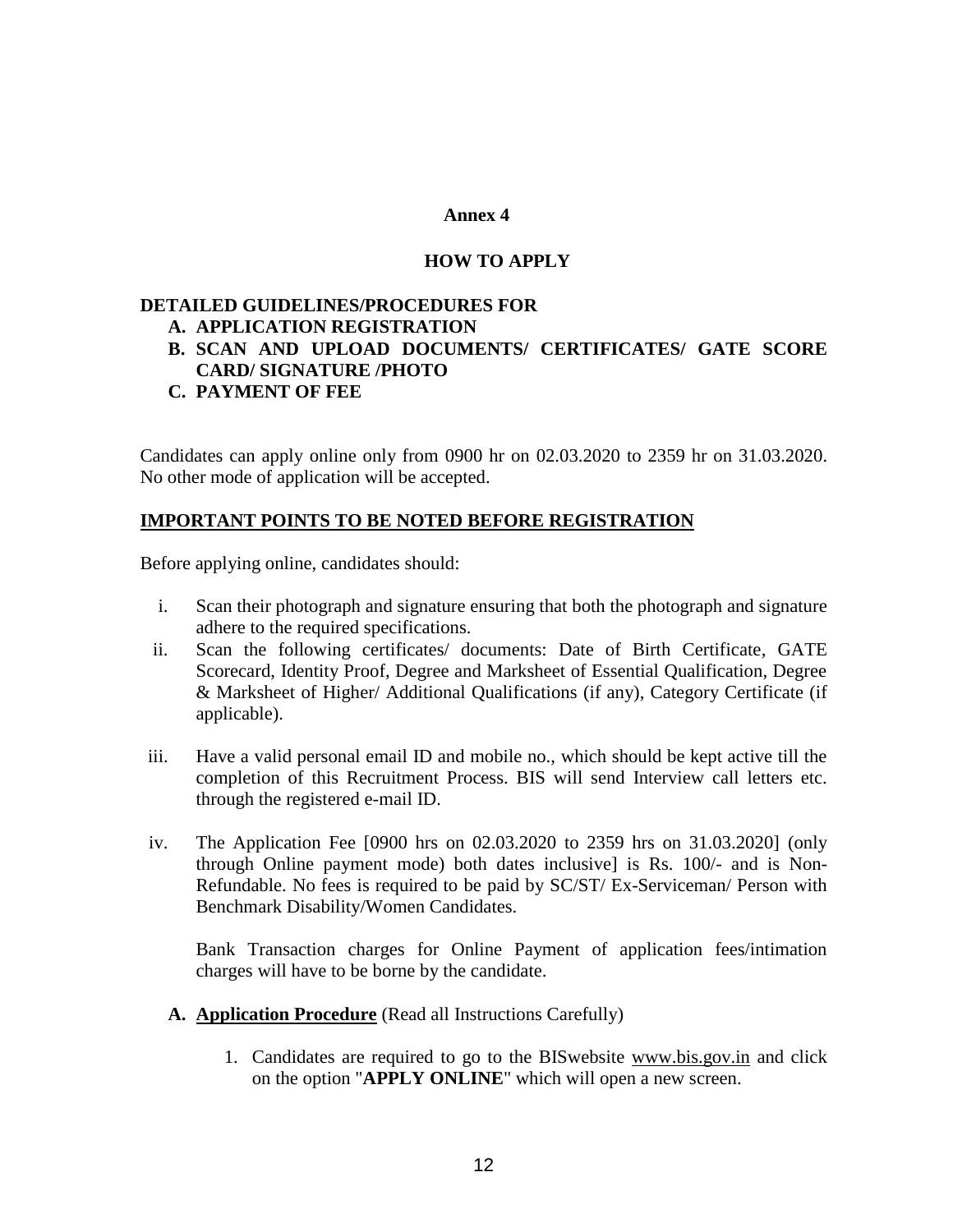**Annex 4**

# HOW TO APPLY

**DETAILED GUIDELINES/PROCEDURES FOR**

**A. APPLICATION REGISTRATION**

**B. SCAN AND UPLOAD DOCUMENTS/ CERTIFICATES/ GATE SCORE CARD/ SIGNATURE /PHOTO**

**C. PAYMENT OF FEE**

Candidates can apply online only from 0900 hr on 02.03.2020 to 2359 hr on 31.03.2020. No other mode of application will be accepted.

## IMPORTANT POINTS TO BE NOTED BEFORE REGISTRATION

Before applying online, candidates should:

i. Scan their photograph and signature ensuring that both the photograph and signature adhere to the required specifications.

ii. Scan the following certificates/ documents: Date of Birth Certificate, GATE Scorecard, Identity Proof, Degree and Marksheet of Essential Qualification, Degree & Marksheet of Higher/ Additional Qualifications (if any), Category Certificate (if applicable).

iii. Have a valid personal email ID and mobile no., which should be kept active till the completion of this Recruitment Process. BIS will send Interview call letters etc. through the registered e-mail ID.

iv. The Application Fee [0900 hrs on 02.03.2020 to 2359 hrs on 31.03.2020] (only through Online payment mode) both dates inclusive] is Rs. 100/- and is Non-Refundable. No fees is required to be paid by SC/ST/ Ex-Serviceman/ Person with Benchmark Disability/Women Candidates.

   Bank Transaction charges for Online Payment of application fees/intimation charges will have to be borne by the candidate.

**A. Application Procedure** (Read all Instructions Carefully)

1. Candidates are required to go to the BISwebsite www.bis.gov.in and click on the option "**APPLY ONLINE**" which will open a new screen.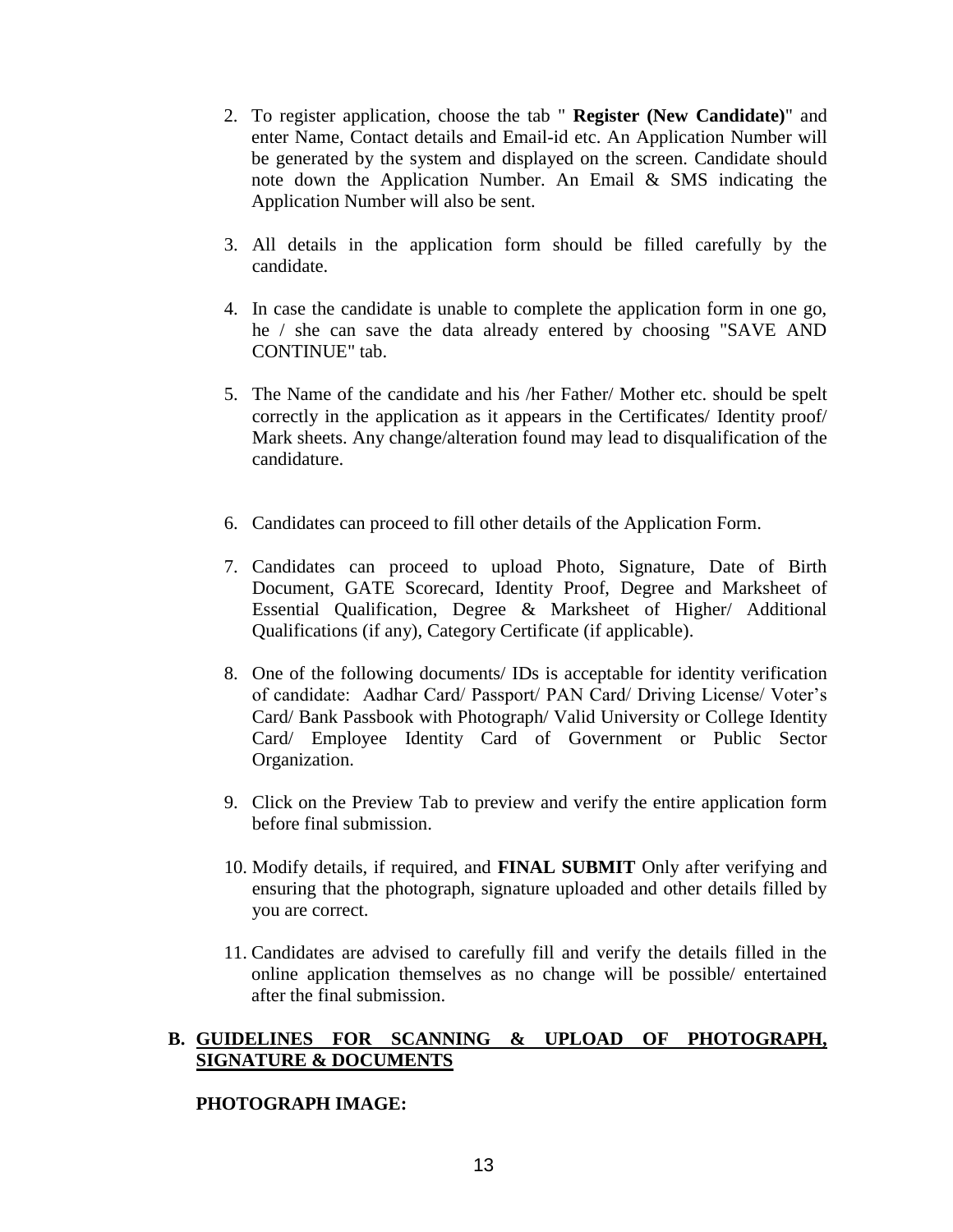2. To register application, choose the tab " **Register (New Candidate)**" and enter Name, Contact details and Email-id etc. An Application Number will be generated by the system and displayed on the screen. Candidate should note down the Application Number. An Email & SMS indicating the Application Number will also be sent.

3. All details in the application form should be filled carefully by the candidate.

4. In case the candidate is unable to complete the application form in one go, he / she can save the data already entered by choosing "SAVE AND CONTINUE" tab.

5. The Name of the candidate and his /her Father/ Mother etc. should be spelt correctly in the application as it appears in the Certificates/ Identity proof/ Mark sheets. Any change/alteration found may lead to disqualification of the candidature.

6. Candidates can proceed to fill other details of the Application Form.

7. Candidates can proceed to upload Photo, Signature, Date of Birth Document, GATE Scorecard, Identity Proof, Degree and Marksheet of Essential Qualification, Degree & Marksheet of Higher/ Additional Qualifications (if any), Category Certificate (if applicable).

8. One of the following documents/ IDs is acceptable for identity verification of candidate: Aadhar Card/ Passport/ PAN Card/ Driving License/ Voter's Card/ Bank Passbook with Photograph/ Valid University or College Identity Card/ Employee Identity Card of Government or Public Sector Organization.

9. Click on the Preview Tab to preview and verify the entire application form before final submission.

10. Modify details, if required, and **FINAL SUBMIT** Only after verifying and ensuring that the photograph, signature uploaded and other details filled by you are correct.

11. Candidates are advised to carefully fill and verify the details filled in the online application themselves as no change will be possible/ entertained after the final submission.

## B. GUIDELINES FOR SCANNING & UPLOAD OF PHOTOGRAPH, SIGNATURE & DOCUMENTS

**PHOTOGRAPH IMAGE:**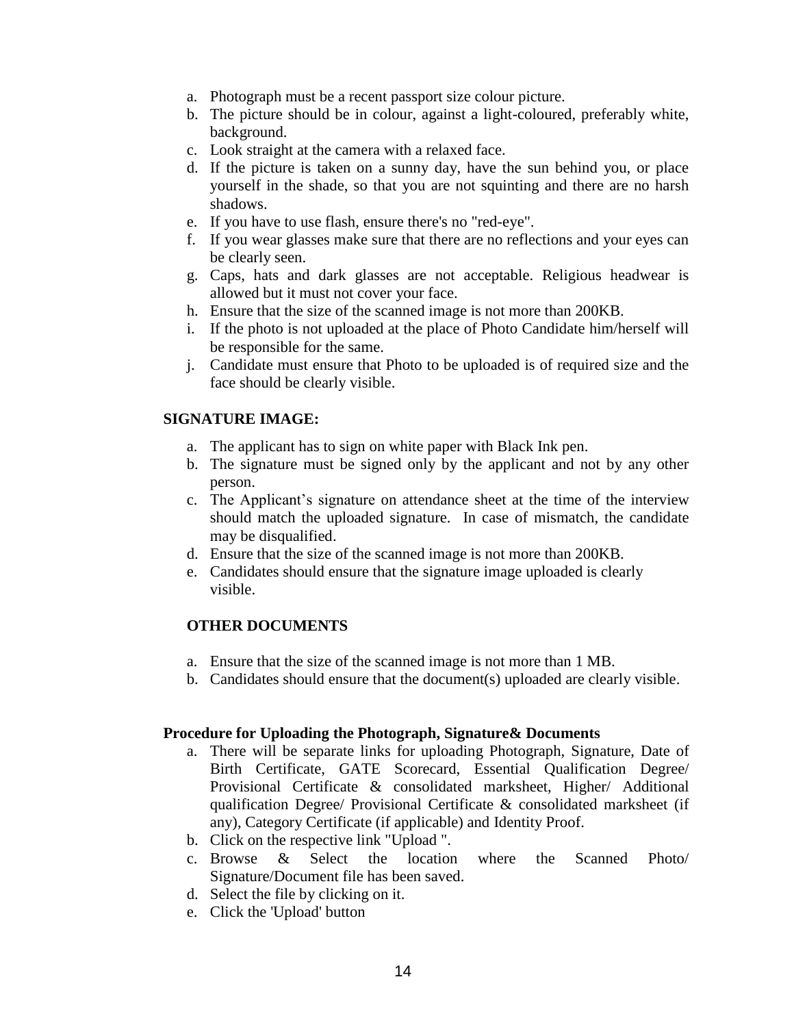a. Photograph must be a recent passport size colour picture.
b. The picture should be in colour, against a light-coloured, preferably white, background.
c. Look straight at the camera with a relaxed face.
d. If the picture is taken on a sunny day, have the sun behind you, or place yourself in the shade, so that you are not squinting and there are no harsh shadows.
e. If you have to use flash, ensure there's no "red-eye".
f. If you wear glasses make sure that there are no reflections and your eyes can be clearly seen.
g. Caps, hats and dark glasses are not acceptable. Religious headwear is allowed but it must not cover your face.
h. Ensure that the size of the scanned image is not more than 200KB.
i. If the photo is not uploaded at the place of Photo Candidate him/herself will be responsible for the same.
j. Candidate must ensure that Photo to be uploaded is of required size and the face should be clearly visible.

**SIGNATURE IMAGE:**

a. The applicant has to sign on white paper with Black Ink pen.
b. The signature must be signed only by the applicant and not by any other person.
c. The Applicant's signature on attendance sheet at the time of the interview should match the uploaded signature. In case of mismatch, the candidate may be disqualified.
d. Ensure that the size of the scanned image is not more than 200KB.
e. Candidates should ensure that the signature image uploaded is clearly visible.

**OTHER DOCUMENTS**

a. Ensure that the size of the scanned image is not more than 1 MB.
b. Candidates should ensure that the document(s) uploaded are clearly visible.

**Procedure for Uploading the Photograph, Signature& Documents**

a. There will be separate links for uploading Photograph, Signature, Date of Birth Certificate, GATE Scorecard, Essential Qualification Degree/ Provisional Certificate & consolidated marksheet, Higher/ Additional qualification Degree/ Provisional Certificate & consolidated marksheet (if any), Category Certificate (if applicable) and Identity Proof.
b. Click on the respective link "Upload ".
c. Browse & Select the location where the Scanned Photo/ Signature/Document file has been saved.
d. Select the file by clicking on it.
e. Click the 'Upload' button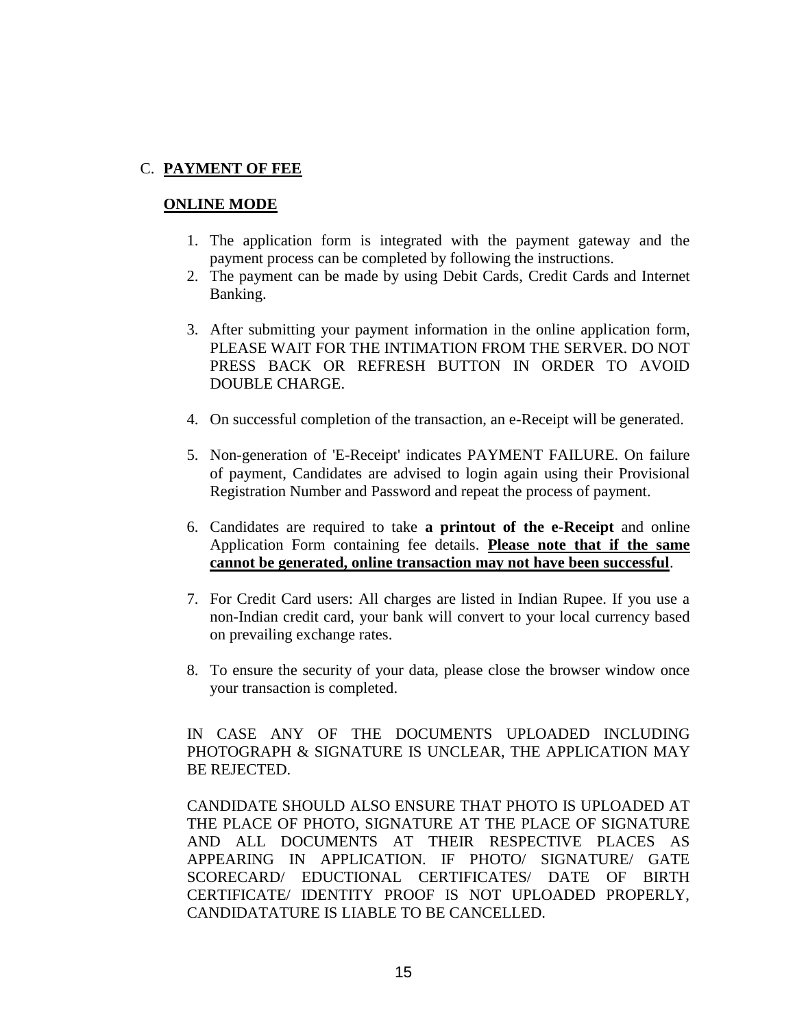C. **<u>PAYMENT OF FEE</u>**

**<u>ONLINE MODE</u>**

1. The application form is integrated with the payment gateway and the payment process can be completed by following the instructions.
2. The payment can be made by using Debit Cards, Credit Cards and Internet Banking.
3. After submitting your payment information in the online application form, PLEASE WAIT FOR THE INTIMATION FROM THE SERVER. DO NOT PRESS BACK OR REFRESH BUTTON IN ORDER TO AVOID DOUBLE CHARGE.
4. On successful completion of the transaction, an e-Receipt will be generated.
5. Non-generation of 'E-Receipt' indicates PAYMENT FAILURE. On failure of payment, Candidates are advised to login again using their Provisional Registration Number and Password and repeat the process of payment.
6. Candidates are required to take **a printout of the e-Receipt** and online Application Form containing fee details. **<u>Please note that if the same cannot be generated, online transaction may not have been successful</u>**.
7. For Credit Card users: All charges are listed in Indian Rupee. If you use a non-Indian credit card, your bank will convert to your local currency based on prevailing exchange rates.
8. To ensure the security of your data, please close the browser window once your transaction is completed.

IN CASE ANY OF THE DOCUMENTS UPLOADED INCLUDING PHOTOGRAPH & SIGNATURE IS UNCLEAR, THE APPLICATION MAY BE REJECTED.

CANDIDATE SHOULD ALSO ENSURE THAT PHOTO IS UPLOADED AT THE PLACE OF PHOTO, SIGNATURE AT THE PLACE OF SIGNATURE AND ALL DOCUMENTS AT THEIR RESPECTIVE PLACES AS APPEARING IN APPLICATION. IF PHOTO/ SIGNATURE/ GATE SCORECARD/ EDUCTIONAL CERTIFICATES/ DATE OF BIRTH CERTIFICATE/ IDENTITY PROOF IS NOT UPLOADED PROPERLY, CANDIDATATURE IS LIABLE TO BE CANCELLED.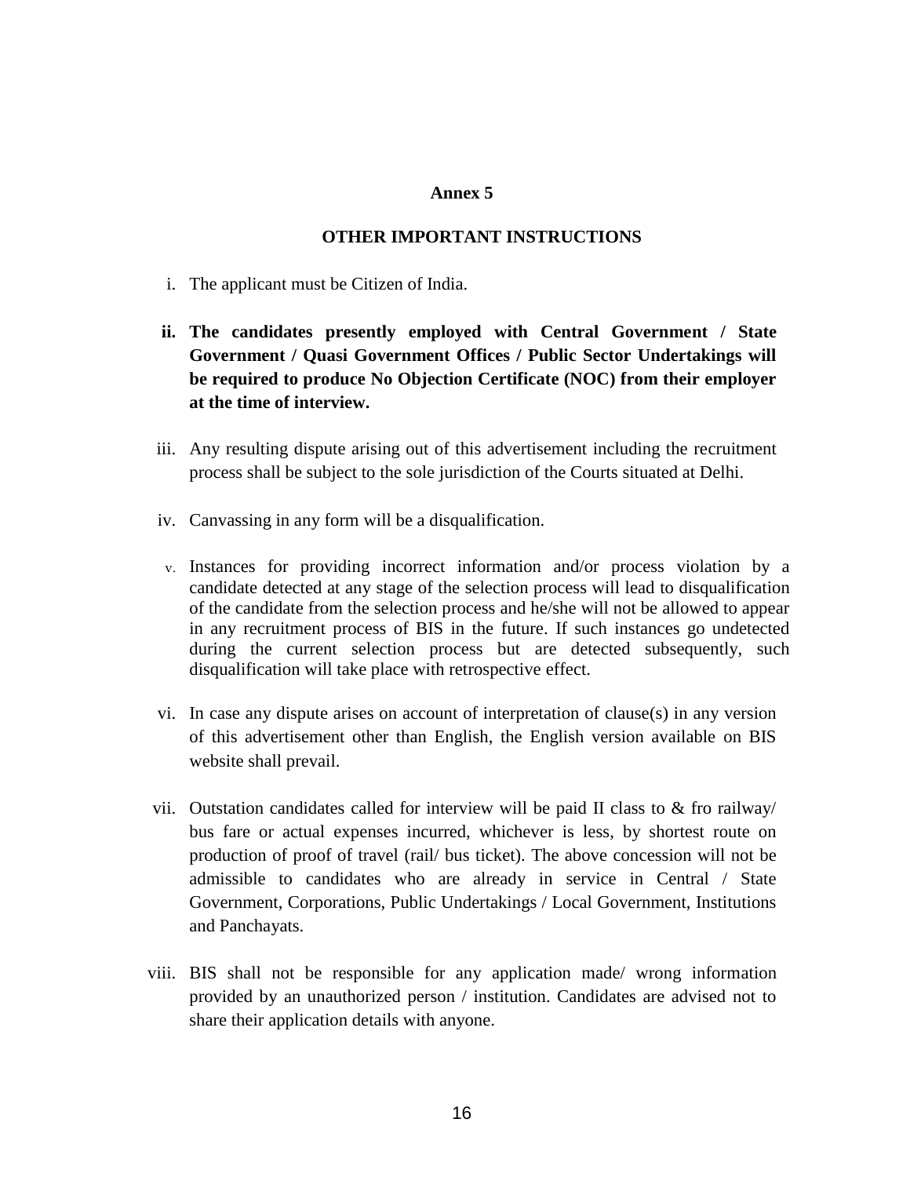**Annex 5**

**OTHER IMPORTANT INSTRUCTIONS**

i. The applicant must be Citizen of India.

ii. **The candidates presently employed with Central Government / State Government / Quasi Government Offices / Public Sector Undertakings will be required to produce No Objection Certificate (NOC) from their employer at the time of interview.**

iii. Any resulting dispute arising out of this advertisement including the recruitment process shall be subject to the sole jurisdiction of the Courts situated at Delhi.

iv. Canvassing in any form will be a disqualification.

v. Instances for providing incorrect information and/or process violation by a candidate detected at any stage of the selection process will lead to disqualification of the candidate from the selection process and he/she will not be allowed to appear in any recruitment process of BIS in the future. If such instances go undetected during the current selection process but are detected subsequently, such disqualification will take place with retrospective effect.

vi. In case any dispute arises on account of interpretation of clause(s) in any version of this advertisement other than English, the English version available on BIS website shall prevail.

vii. Outstation candidates called for interview will be paid II class to & fro railway/ bus fare or actual expenses incurred, whichever is less, by shortest route on production of proof of travel (rail/ bus ticket). The above concession will not be admissible to candidates who are already in service in Central / State Government, Corporations, Public Undertakings / Local Government, Institutions and Panchayats.

viii. BIS shall not be responsible for any application made/ wrong information provided by an unauthorized person / institution. Candidates are advised not to share their application details with anyone.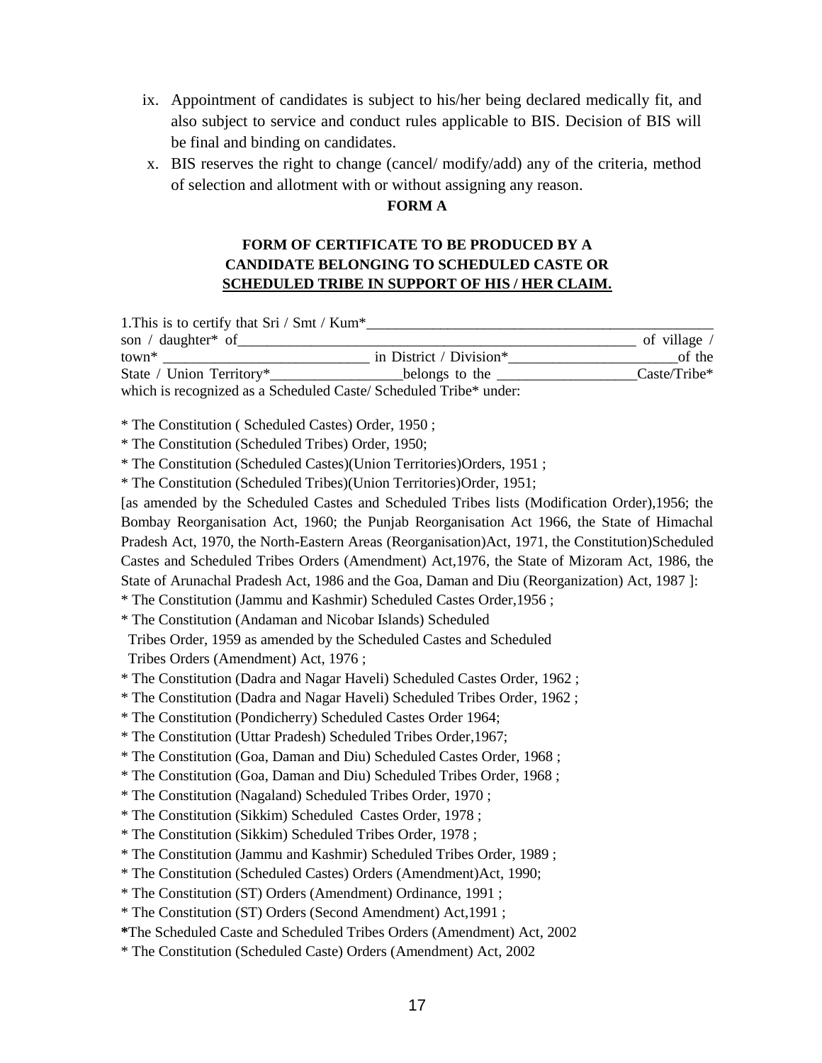ix. Appointment of candidates is subject to his/her being declared medically fit, and also subject to service and conduct rules applicable to BIS. Decision of BIS will be final and binding on candidates.

x. BIS reserves the right to change (cancel/ modify/add) any of the criteria, method of selection and allotment with or without assigning any reason.

**FORM A**

**FORM OF CERTIFICATE TO BE PRODUCED BY A CANDIDATE BELONGING TO SCHEDULED CASTE OR SCHEDULED TRIBE IN SUPPORT OF HIS / HER CLAIM.**

1.This is to certify that Sri / Smt / Kum*_________________________________________________ son / daughter* of_______________________________________________________ of village / town* ____________________________ in District / Division*_______________________of the State / Union Territory*_________________belongs to the __________________Caste/Tribe* which is recognized as a Scheduled Caste/ Scheduled Tribe* under:

* The Constitution ( Scheduled Castes) Order, 1950 ;

* The Constitution (Scheduled Tribes) Order, 1950;

* The Constitution (Scheduled Castes)(Union Territories)Orders, 1951 ;

* The Constitution (Scheduled Tribes)(Union Territories)Order, 1951;

[as amended by the Scheduled Castes and Scheduled Tribes lists (Modification Order),1956; the Bombay Reorganisation Act, 1960; the Punjab Reorganisation Act 1966, the State of Himachal Pradesh Act, 1970, the North-Eastern Areas (Reorganisation)Act, 1971, the Constitution)Scheduled Castes and Scheduled Tribes Orders (Amendment) Act,1976, the State of Mizoram Act, 1986, the State of Arunachal Pradesh Act, 1986 and the Goa, Daman and Diu (Reorganization) Act, 1987 ]:

* The Constitution (Jammu and Kashmir) Scheduled Castes Order,1956 ;

* The Constitution (Andaman and Nicobar Islands) Scheduled Tribes Order, 1959 as amended by the Scheduled Castes and Scheduled Tribes Orders (Amendment) Act, 1976 ;

* The Constitution (Dadra and Nagar Haveli) Scheduled Castes Order, 1962 ;

* The Constitution (Dadra and Nagar Haveli) Scheduled Tribes Order, 1962 ;

* The Constitution (Pondicherry) Scheduled Castes Order 1964;

* The Constitution (Uttar Pradesh) Scheduled Tribes Order,1967;

* The Constitution (Goa, Daman and Diu) Scheduled Castes Order, 1968 ;

* The Constitution (Goa, Daman and Diu) Scheduled Tribes Order, 1968 ;

* The Constitution (Nagaland) Scheduled Tribes Order, 1970 ;

* The Constitution (Sikkim) Scheduled Castes Order, 1978 ;

* The Constitution (Sikkim) Scheduled Tribes Order, 1978 ;

* The Constitution (Jammu and Kashmir) Scheduled Tribes Order, 1989 ;

* The Constitution (Scheduled Castes) Orders (Amendment)Act, 1990;

* The Constitution (ST) Orders (Amendment) Ordinance, 1991 ;

* The Constitution (ST) Orders (Second Amendment) Act,1991 ;

*The Scheduled Caste and Scheduled Tribes Orders (Amendment) Act, 2002

* The Constitution (Scheduled Caste) Orders (Amendment) Act, 2002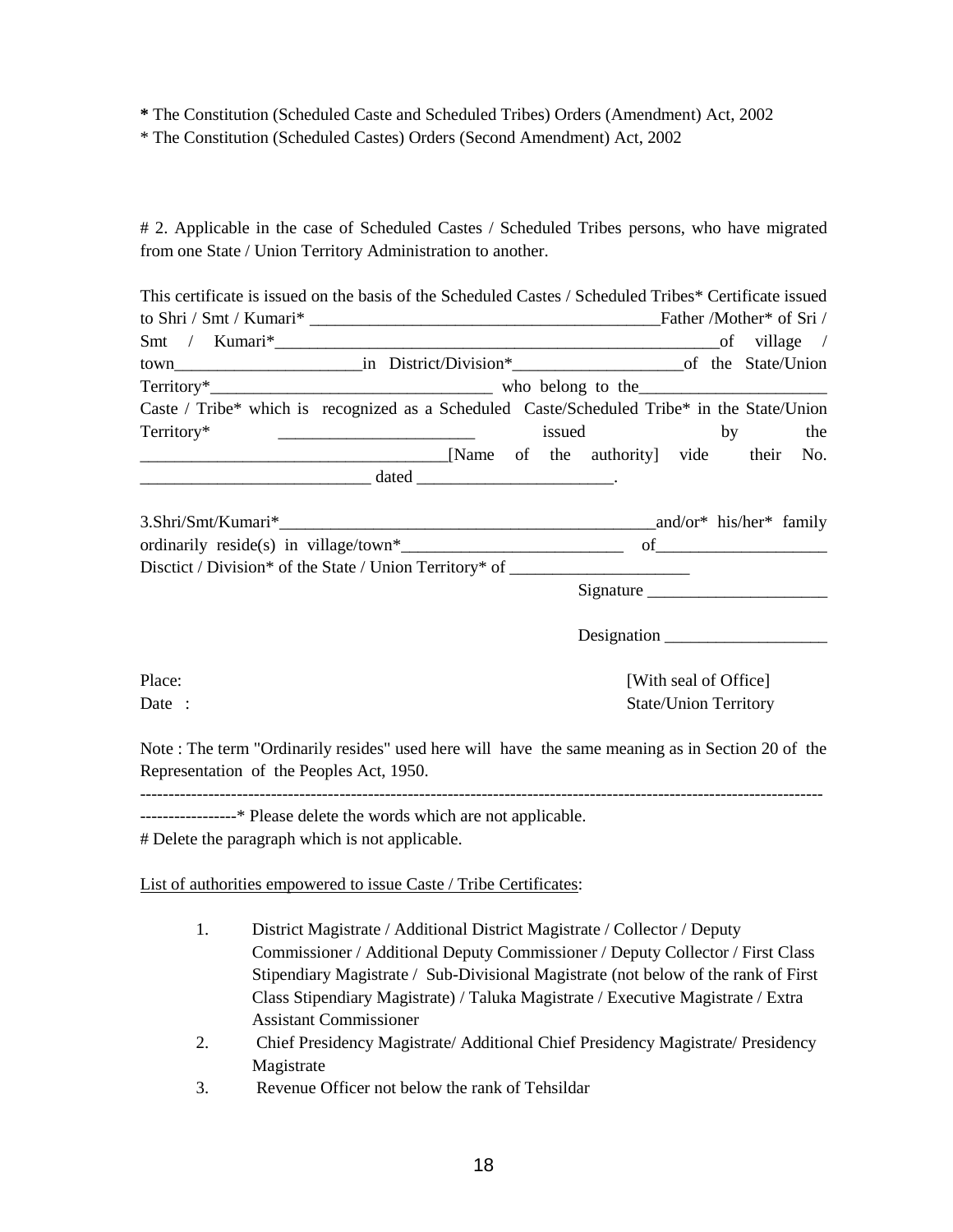**\*** The Constitution (Scheduled Caste and Scheduled Tribes) Orders (Amendment) Act, 2002

\* The Constitution (Scheduled Castes) Orders (Second Amendment) Act, 2002

\# 2. Applicable in the case of Scheduled Castes / Scheduled Tribes persons, who have migrated from one State / Union Territory Administration to another.

This certificate is issued on the basis of the Scheduled Castes / Scheduled Tribes* Certificate issued to Shri / Smt / Kumari* ________________________________________Father /Mother* of Sri / Smt / Kumari*____________________________________________________of village / town_____________________in District/Division*___________________of the State/Union Territory*________________________________ who belong to the_____________________ Caste / Tribe* which is recognized as a Scheduled Caste/Scheduled Tribe* in the State/Union Territory* ______________________ issued by the __________________________________[Name of the authority] vide their No. __________________________ dated ______________________.

3.Shri/Smt/Kumari*____________________________________________and/or* his/her* family ordinarily reside(s) in village/town*_________________________ of___________________ Disctict / Division* of the State / Union Territory* of _____________________

Signature _____________________

Designation ___________________

Place: [With seal of Office]

Date : State/Union Territory

Note : The term "Ordinarily resides" used here will have the same meaning as in Section 20 of the Representation of the Peoples Act, 1950.

-----------------------------------------------------------------------------------------------------------------------------------------* Please delete the words which are not applicable.

\# Delete the paragraph which is not applicable.

<u>List of authorities empowered to issue Caste / Tribe Certificates</u>:

1. District Magistrate / Additional District Magistrate / Collector / Deputy Commissioner / Additional Deputy Commissioner / Deputy Collector / First Class Stipendiary Magistrate / Sub-Divisional Magistrate (not below of the rank of First Class Stipendiary Magistrate) / Taluka Magistrate / Executive Magistrate / Extra Assistant Commissioner
2. Chief Presidency Magistrate/ Additional Chief Presidency Magistrate/ Presidency Magistrate
3. Revenue Officer not below the rank of Tehsildar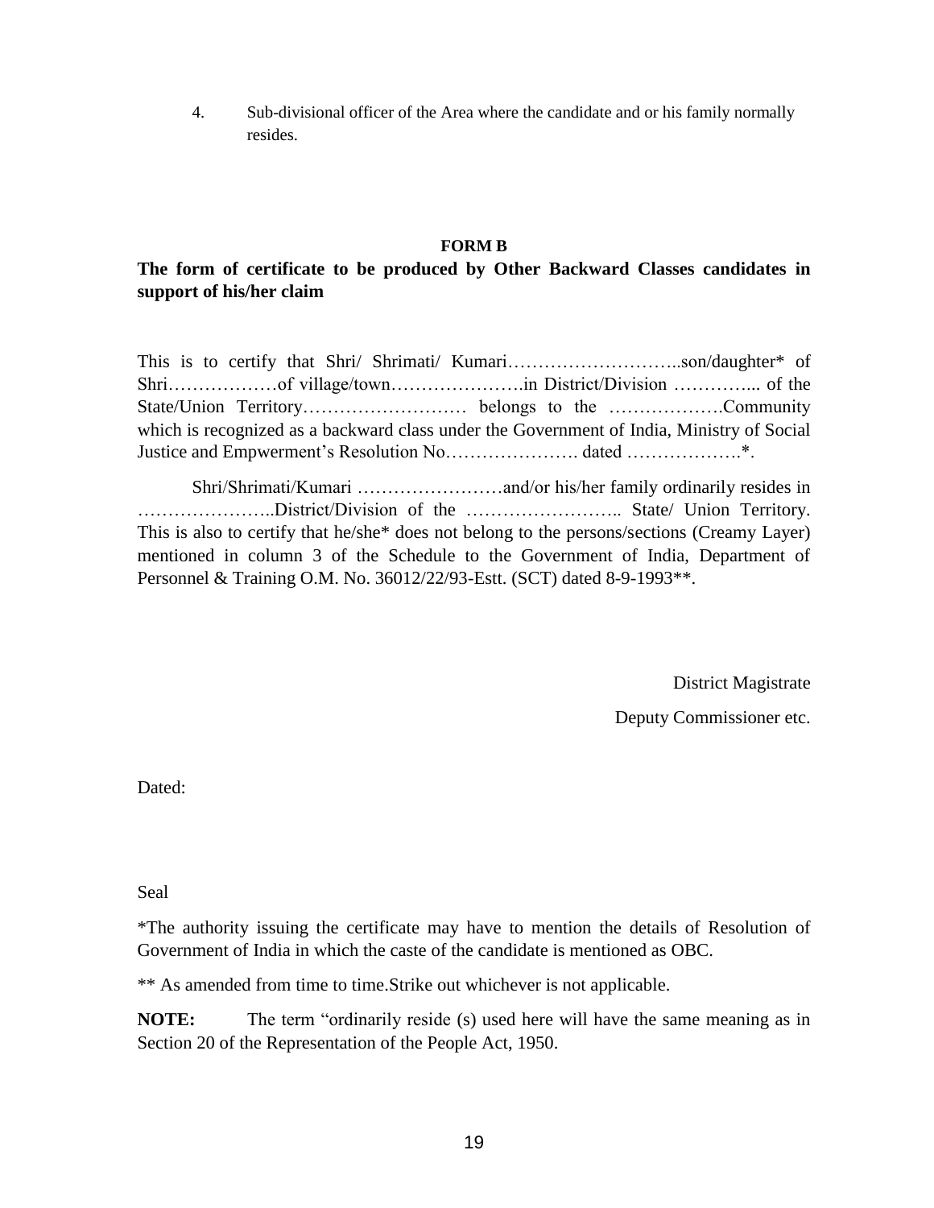4. Sub-divisional officer of the Area where the candidate and or his family normally resides.

**FORM B**

**The form of certificate to be produced by Other Backward Classes candidates in support of his/her claim**

This is to certify that Shri/ Shrimati/ Kumari………………………..son/daughter* of Shri………………of village/town………………….in District/Division …………... of the State/Union Territory……………………… belongs to the ……………….Community which is recognized as a backward class under the Government of India, Ministry of Social Justice and Empwerment's Resolution No…………………. dated ……………….*.

Shri/Shrimati/Kumari ……………………and/or his/her family ordinarily resides in …………………..District/Division of the …………………….. State/ Union Territory. This is also to certify that he/she* does not belong to the persons/sections (Creamy Layer) mentioned in column 3 of the Schedule to the Government of India, Department of Personnel & Training O.M. No. 36012/22/93-Estt. (SCT) dated 8-9-1993**.

District Magistrate

Deputy Commissioner etc.

Dated:

Seal

*The authority issuing the certificate may have to mention the details of Resolution of Government of India in which the caste of the candidate is mentioned as OBC.

** As amended from time to time.Strike out whichever is not applicable.

**NOTE:** The term "ordinarily reside (s) used here will have the same meaning as in Section 20 of the Representation of the People Act, 1950.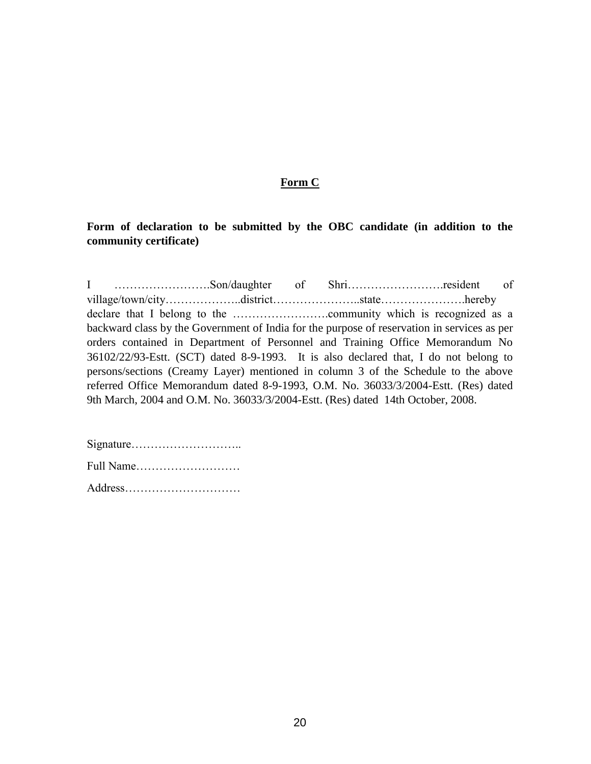**Form C**

**Form of declaration to be submitted by the OBC candidate (in addition to the community certificate)**

I …………………….Son/daughter of Shri…………………….resident of village/town/city………………..district…………………..state………………….hereby declare that I belong to the …………………….community which is recognized as a backward class by the Government of India for the purpose of reservation in services as per orders contained in Department of Personnel and Training Office Memorandum No 36102/22/93-Estt. (SCT) dated 8-9-1993. It is also declared that, I do not belong to persons/sections (Creamy Layer) mentioned in column 3 of the Schedule to the above referred Office Memorandum dated 8-9-1993, O.M. No. 36033/3/2004-Estt. (Res) dated 9th March, 2004 and O.M. No. 36033/3/2004-Estt. (Res) dated 14th October, 2008.

Signature………………………..

Full Name………………………

Address…………………………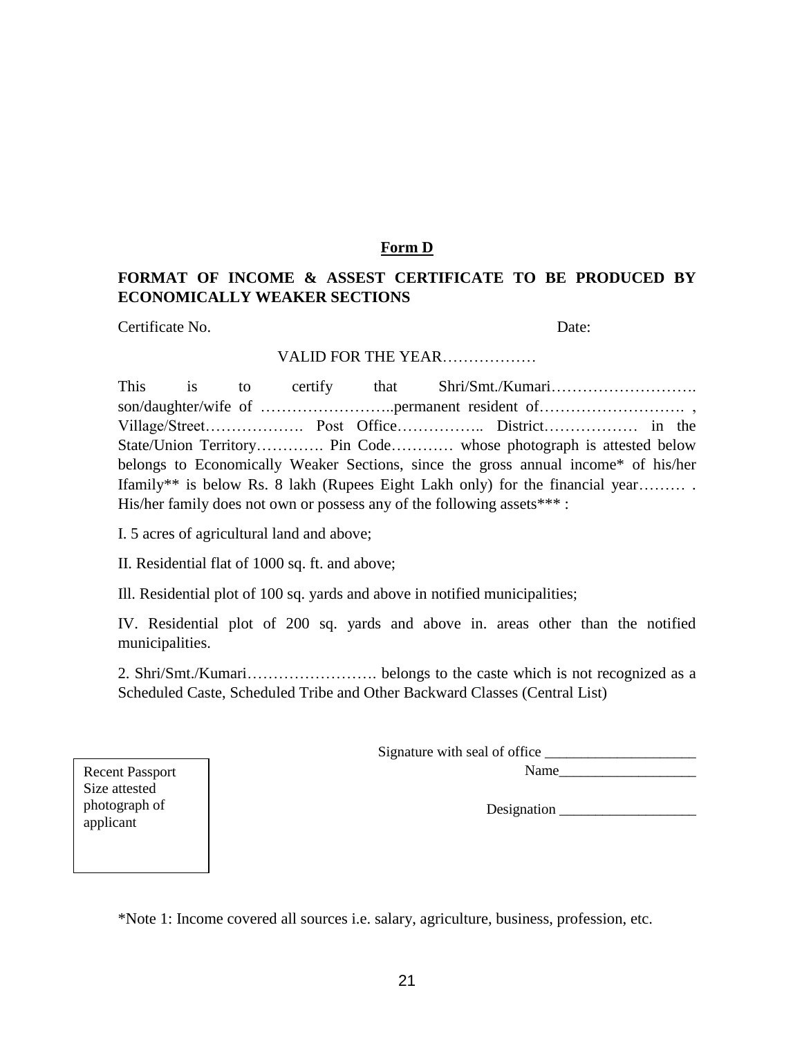**Form D**

**FORMAT OF INCOME & ASSEST CERTIFICATE TO BE PRODUCED BY ECONOMICALLY WEAKER SECTIONS**

Certificate No. Date:

VALID FOR THE YEAR………………

This is to certify that Shri/Smt./Kumari………………………. son/daughter/wife of ……………………..permanent resident of………………………. , Village/Street………………. Post Office…………….. District……………… in the State/Union Territory…………. Pin Code……….. whose photograph is attested below belongs to Economically Weaker Sections, since the gross annual income* of his/her Ifamily** is below Rs. 8 lakh (Rupees Eight Lakh only) for the financial year……… . His/her family does not own or possess any of the following assets*** :

I. 5 acres of agricultural land and above;

II. Residential flat of 1000 sq. ft. and above;

Ill. Residential plot of 100 sq. yards and above in notified municipalities;

IV. Residential plot of 200 sq. yards and above in. areas other than the notified municipalities.

2. Shri/Smt./Kumari……………………. belongs to the caste which is not recognized as a Scheduled Caste, Scheduled Tribe and Other Backward Classes (Central List)

Recent Passport Size attested photograph of applicant

Signature with seal of office ____________________

Name__________________

Designation __________________

*Note 1: Income covered all sources i.e. salary, agriculture, business, profession, etc.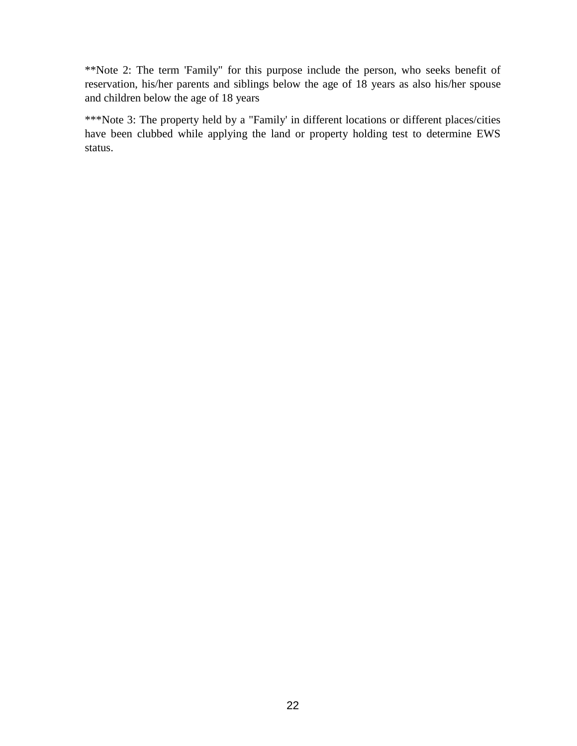**Note 2: The term 'Family" for this purpose include the person, who seeks benefit of reservation, his/her parents and siblings below the age of 18 years as also his/her spouse and children below the age of 18 years

***Note 3: The property held by a "Family' in different locations or different places/cities have been clubbed while applying the land or property holding test to determine EWS status.